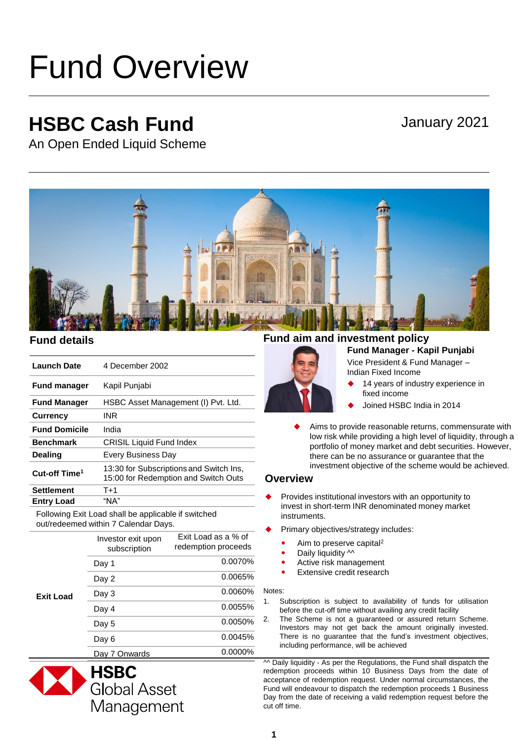# Fund Overview

## HSBC Cash Fund

An Open Ended Liquid Scheme

January 2021

### Fund details

| | |
|---|---|
| **Launch Date** | 4 December 2002 |
| **Fund manager** | Kapil Punjabi |
| **Fund Manager** | HSBC Asset Management (I) Pvt. Ltd. |
| **Currency** | INR |
| **Fund Domicile** | India |
| **Benchmark** | CRISIL Liquid Fund Index |
| **Dealing** | Every Business Day |
| **Cut-off Time**[1] | 13:30 for Subscriptions and Switch Ins, 15:00 for Redemption and Switch Outs |
| **Settlement** | T+1 |
| **Entry Load** | "NA" |

Following Exit Load shall be applicable if switched out/redeemed within 7 Calendar Days.

| | Investor exit upon subscription | Exit Load as a % of redemption proceeds |
|---|---|---|
| **Exit Load** | Day 1 | 0.0070% |
| | Day 2 | 0.0065% |
| | Day 3 | 0.0060% |
| | Day 4 | 0.0055% |
| | Day 5 | 0.0050% |
| | Day 6 | 0.0045% |
| | Day 7 Onwards | 0.0000% |

### Fund aim and investment policy

**Fund Manager - Kapil Punjabi**

Vice President & Fund Manager – Indian Fixed Income

- 14 years of industry experience in fixed income
- Joined HSBC India in 2014

- Aims to provide reasonable returns, commensurate with low risk while providing a high level of liquidity, through a portfolio of money market and debt securities. However, there can be no assurance or guarantee that the investment objective of the scheme would be achieved.

### Overview

- Provides institutional investors with an opportunity to invest in short-term INR denominated money market instruments.
- Primary objectives/strategy includes:
  - Aim to preserve capital[2]
  - Daily liquidity ^^
  - Active risk management
  - Extensive credit research

Notes:

1. Subscription is subject to availability of funds for utilisation before the cut-off time without availing any credit facility
2. The Scheme is not a guaranteed or assured return Scheme. Investors may not get back the amount originally invested. There is no guarantee that the fund's investment objectives, including performance, will be achieved

^^ Daily liquidity - As per the Regulations, the Fund shall dispatch the redemption proceeds within 10 Business Days from the date of acceptance of redemption request. Under normal circumstances, the Fund will endeavour to dispatch the redemption proceeds 1 Business Day from the date of receiving a valid redemption request before the cut off time.

HSBC Global Asset Management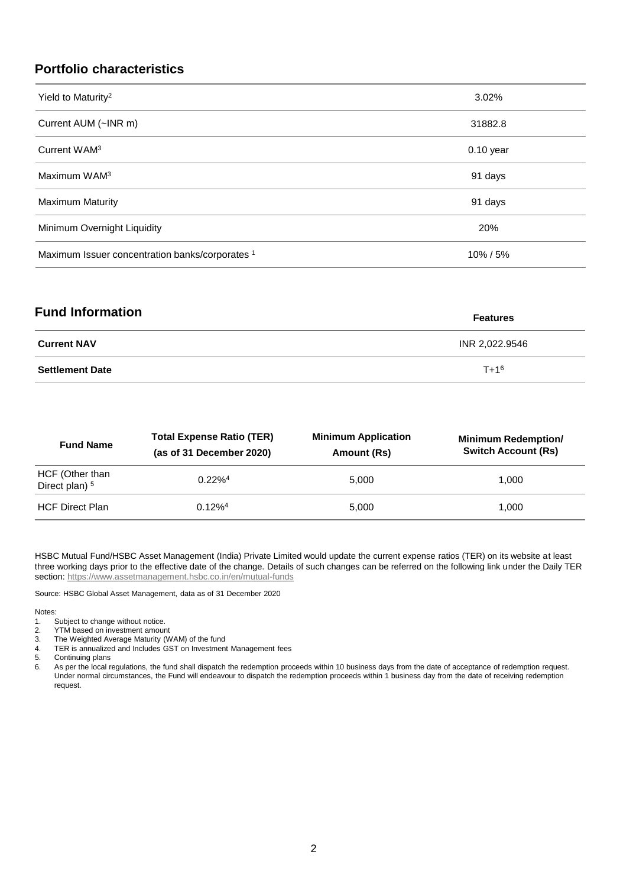## Portfolio characteristics

| | |
|---|---|
| Yield to Maturity[2] | 3.02% |
| Current AUM (~INR m) | 31882.8 |
| Current WAM[3] | 0.10 year |
| Maximum WAM[3] | 91 days |
| Maximum Maturity | 91 days |
| Minimum Overnight Liquidity | 20% |
| Maximum Issuer concentration banks/corporates [1] | 10% / 5% |

## Fund Information

| | Features |
|---|---|
| **Current NAV** | INR 2,022.9546 |
| **Settlement Date** | T+1[6] |

| Fund Name | Total Expense Ratio (TER) (as of 31 December 2020) | Minimum Application Amount (Rs) | Minimum Redemption/ Switch Account (Rs) |
|---|---|---|---|
| HCF (Other than Direct plan) [5] | 0.22%[4] | 5,000 | 1,000 |
| HCF Direct Plan | 0.12%[4] | 5,000 | 1,000 |

HSBC Mutual Fund/HSBC Asset Management (India) Private Limited would update the current expense ratios (TER) on its website at least three working days prior to the effective date of the change. Details of such changes can be referred on the following link under the Daily TER section: https://www.assetmanagement.hsbc.co.in/en/mutual-funds

Source: HSBC Global Asset Management, data as of 31 December 2020

Notes:

1. Subject to change without notice.
2. YTM based on investment amount
3. The Weighted Average Maturity (WAM) of the fund
4. TER is annualized and Includes GST on Investment Management fees
5. Continuing plans
6. As per the local regulations, the fund shall dispatch the redemption proceeds within 10 business days from the date of acceptance of redemption request. Under normal circumstances, the Fund will endeavour to dispatch the redemption proceeds within 1 business day from the date of receiving redemption request.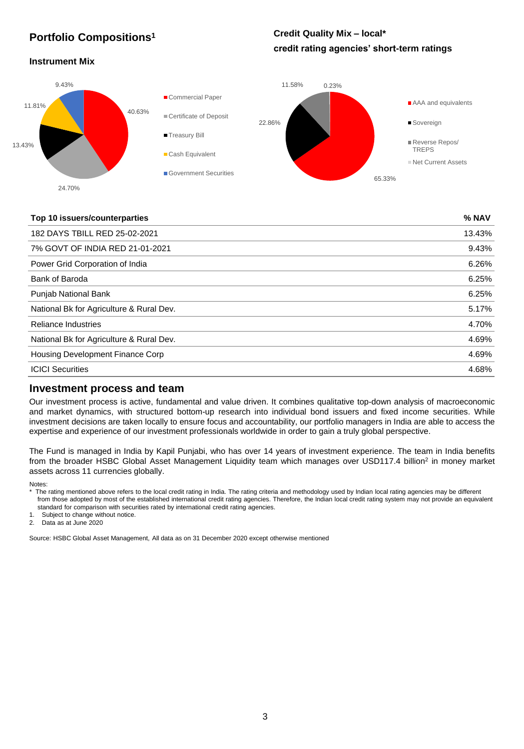## Portfolio Compositions[1]

### Instrument Mix

| Instrument | % |
|---|---|
| Commercial Paper | 40.63% |
| Certificate of Deposit | 24.70% |
| Treasury Bill | 13.43% |
| Cash Equivalent | 11.81% |
| Government Securities | 9.43% |

### Credit Quality Mix – local*
### credit rating agencies' short-term ratings

| Rating | % |
|---|---|
| AAA and equivalents | 65.33% |
| Sovereign | 22.86% |
| Reverse Repos/ TREPS | 11.58% |
| Net Current Assets | 0.23% |

| Top 10 issuers/counterparties | % NAV |
|---|---|
| 182 DAYS TBILL RED 25-02-2021 | 13.43% |
| 7% GOVT OF INDIA RED 21-01-2021 | 9.43% |
| Power Grid Corporation of India | 6.26% |
| Bank of Baroda | 6.25% |
| Punjab National Bank | 6.25% |
| National Bk for Agriculture & Rural Dev. | 5.17% |
| Reliance Industries | 4.70% |
| National Bk for Agriculture & Rural Dev. | 4.69% |
| Housing Development Finance Corp | 4.69% |
| ICICI Securities | 4.68% |

## Investment process and team

Our investment process is active, fundamental and value driven. It combines qualitative top-down analysis of macroeconomic and market dynamics, with structured bottom-up research into individual bond issuers and fixed income securities. While investment decisions are taken locally to ensure focus and accountability, our portfolio managers in India are able to access the expertise and experience of our investment professionals worldwide in order to gain a truly global perspective.

The Fund is managed in India by Kapil Punjabi, who has over 14 years of investment experience. The team in India benefits from the broader HSBC Global Asset Management Liquidity team which manages over USD117.4 billion[2] in money market assets across 11 currencies globally.

Notes:

* The rating mentioned above refers to the local credit rating in India. The rating criteria and methodology used by Indian local rating agencies may be different from those adopted by most of the established international credit rating agencies. Therefore, the Indian local credit rating system may not provide an equivalent standard for comparison with securities rated by international credit rating agencies.

1. Subject to change without notice.
2. Data as at June 2020

Source: HSBC Global Asset Management, All data as on 31 December 2020 except otherwise mentioned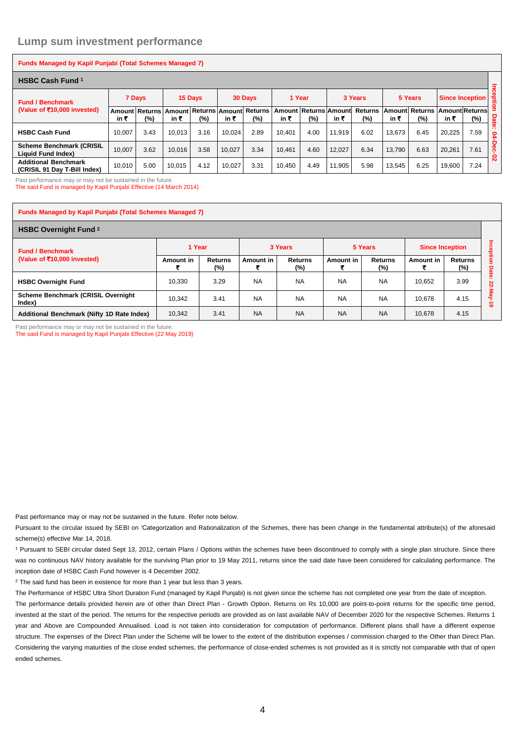## Lump sum investment performance

**Funds Managed by Kapil Punjabi (Total Schemes Managed 7)**

### HSBC Cash Fund [1]

| Fund / Benchmark (Value of ₹10,000 invested) | 7 Days | | 15 Days | | 30 Days | | 1 Year | | 3 Years | | 5 Years | | Since Inception | | Inception Date: 04-Dec-02 |
|---|---|---|---|---|---|---|---|---|---|---|---|---|---|---|---|
| | Amount in ₹ | Returns (%) | Amount in ₹ | Returns (%) | Amount in ₹ | Returns (%) | Amount in ₹ | Returns (%) | Amount in ₹ | Returns (%) | Amount in ₹ | Returns (%) | Amount in ₹ | Returns (%) | |
| **HSBC Cash Fund** | 10,007 | 3.43 | 10,013 | 3.16 | 10,024 | 2.89 | 10,401 | 4.00 | 11,919 | 6.02 | 13,673 | 6.45 | 20,225 | 7.59 | |
| **Scheme Benchmark (CRISIL Liquid Fund Index)** | 10,007 | 3.62 | 10,016 | 3.58 | 10,027 | 3.34 | 10,461 | 4.60 | 12,027 | 6.34 | 13,790 | 6.63 | 20,261 | 7.61 | |
| **Additional Benchmark (CRISIL 91 Day T-Bill Index)** | 10,010 | 5.00 | 10,015 | 4.12 | 10,027 | 3.31 | 10,450 | 4.49 | 11,905 | 5.98 | 13,545 | 6.25 | 19,600 | 7.24 | |

Past performance may or may not be sustained in the future.
The said Fund is managed by Kapil Punjabi Effective (14 March 2014)

**Funds Managed by Kapil Punjabi (Total Schemes Managed 7)**

### HSBC Overnight Fund [2]

| Fund / Benchmark (Value of ₹10,000 invested) | 1 Year | | 3 Years | | 5 Years | | Since Inception | | Inception Date: 22-May-19 |
|---|---|---|---|---|---|---|---|---|---|
| | Amount in ₹ | Returns (%) | Amount in ₹ | Returns (%) | Amount in ₹ | Returns (%) | Amount in ₹ | Returns (%) | |
| **HSBC Overnight Fund** | 10,330 | 3.29 | NA | NA | NA | NA | 10,652 | 3.99 | |
| **Scheme Benchmark (CRISIL Overnight Index)** | 10,342 | 3.41 | NA | NA | NA | NA | 10,678 | 4.15 | |
| **Additional Benchmark (Nifty 1D Rate Index)** | 10,342 | 3.41 | NA | NA | NA | NA | 10,678 | 4.15 | |

Past performance may or may not be sustained in the future.
The said Fund is managed by Kapil Punjabi Effective (22 May 2019)

Past performance may or may not be sustained in the future. Refer note below.

Pursuant to the circular issued by SEBI on 'Categorization and Rationalization of the Schemes, there has been change in the fundamental attribute(s) of the aforesaid scheme(s) effective Mar 14, 2018.

[1] Pursuant to SEBI circular dated Sept 13, 2012, certain Plans / Options within the schemes have been discontinued to comply with a single plan structure. Since there was no continuous NAV history available for the surviving Plan prior to 19 May 2011, returns since the said date have been considered for calculating performance. The inception date of HSBC Cash Fund however is 4 December 2002.

[2] The said fund has been in existence for more than 1 year but less than 3 years.

The Performance of HSBC Ultra Short Duration Fund (managed by Kapil Punjabi) is not given since the scheme has not completed one year from the date of inception.

The performance details provided herein are of other than Direct Plan - Growth Option. Returns on Rs 10,000 are point-to-point returns for the specific time period, invested at the start of the period. The returns for the respective periods are provided as on last available NAV of December 2020 for the respective Schemes. Returns 1 year and Above are Compounded Annualised. Load is not taken into consideration for computation of performance. Different plans shall have a different expense structure. The expenses of the Direct Plan under the Scheme will be lower to the extent of the distribution expenses / commission charged to the Other than Direct Plan. Considering the varying maturities of the close ended schemes, the performance of close-ended schemes is not provided as it is strictly not comparable with that of open ended schemes.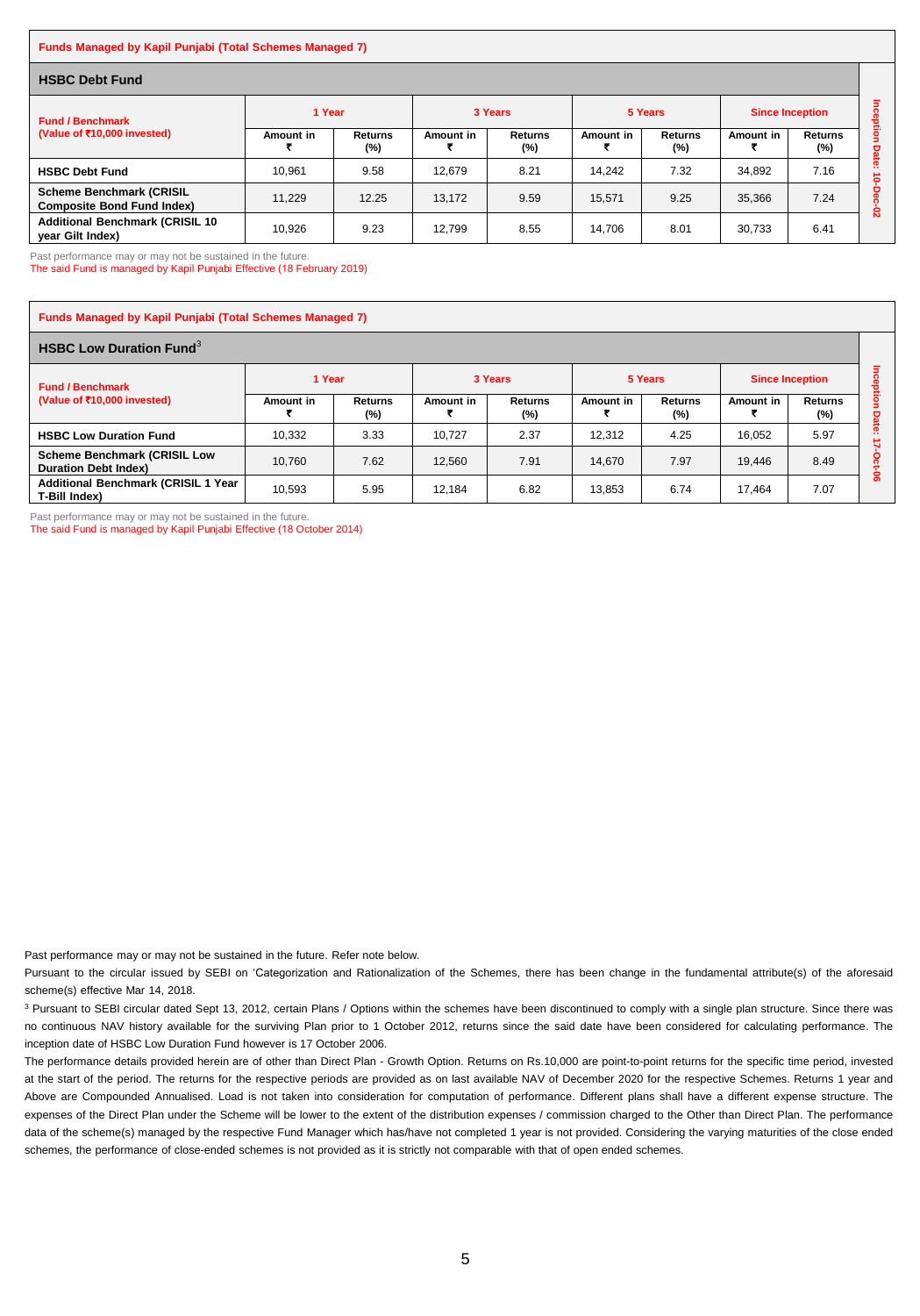**Funds Managed by Kapil Punjabi (Total Schemes Managed 7)**

### HSBC Debt Fund

| Fund / Benchmark (Value of ₹10,000 invested) | 1 Year | | 3 Years | | 5 Years | | Since Inception | | |
|---|---|---|---|---|---|---|---|---|---|
| | Amount in ₹ | Returns (%) | Amount in ₹ | Returns (%) | Amount in ₹ | Returns (%) | Amount in ₹ | Returns (%) | Inception Date: 10-Dec-02 |
| **HSBC Debt Fund** | 10,961 | 9.58 | 12,679 | 8.21 | 14,242 | 7.32 | 34,892 | 7.16 | |
| **Scheme Benchmark (CRISIL Composite Bond Fund Index)** | 11,229 | 12.25 | 13,172 | 9.59 | 15,571 | 9.25 | 35,366 | 7.24 | |
| **Additional Benchmark (CRISIL 10 year Gilt Index)** | 10,926 | 9.23 | 12,799 | 8.55 | 14,706 | 8.01 | 30,733 | 6.41 | |

Past performance may or may not be sustained in the future.

The said Fund is managed by Kapil Punjabi Effective (18 February 2019)

**Funds Managed by Kapil Punjabi (Total Schemes Managed 7)**

### HSBC Low Duration Fund[3]

| Fund / Benchmark (Value of ₹10,000 invested) | 1 Year | | 3 Years | | 5 Years | | Since Inception | | |
|---|---|---|---|---|---|---|---|---|---|
| | Amount in ₹ | Returns (%) | Amount in ₹ | Returns (%) | Amount in ₹ | Returns (%) | Amount in ₹ | Returns (%) | Inception Date: 17-Oct-06 |
| **HSBC Low Duration Fund** | 10,332 | 3.33 | 10,727 | 2.37 | 12,312 | 4.25 | 16,052 | 5.97 | |
| **Scheme Benchmark (CRISIL Low Duration Debt Index)** | 10,760 | 7.62 | 12,560 | 7.91 | 14,670 | 7.97 | 19,446 | 8.49 | |
| **Additional Benchmark (CRISIL 1 Year T-Bill Index)** | 10,593 | 5.95 | 12,184 | 6.82 | 13,853 | 6.74 | 17,464 | 7.07 | |

Past performance may or may not be sustained in the future.

The said Fund is managed by Kapil Punjabi Effective (18 October 2014)

Past performance may or may not be sustained in the future. Refer note below.

Pursuant to the circular issued by SEBI on 'Categorization and Rationalization of the Schemes, there has been change in the fundamental attribute(s) of the aforesaid scheme(s) effective Mar 14, 2018.

[3] Pursuant to SEBI circular dated Sept 13, 2012, certain Plans / Options within the schemes have been discontinued to comply with a single plan structure. Since there was no continuous NAV history available for the surviving Plan prior to 1 October 2012, returns since the said date have been considered for calculating performance. The inception date of HSBC Low Duration Fund however is 17 October 2006.

The performance details provided herein are of other than Direct Plan - Growth Option. Returns on Rs.10,000 are point-to-point returns for the specific time period, invested at the start of the period. The returns for the respective periods are provided as on last available NAV of December 2020 for the respective Schemes. Returns 1 year and Above are Compounded Annualised. Load is not taken into consideration for computation of performance. Different plans shall have a different expense structure. The expenses of the Direct Plan under the Scheme will be lower to the extent of the distribution expenses / commission charged to the Other than Direct Plan. The performance data of the scheme(s) managed by the respective Fund Manager which has/have not completed 1 year is not provided. Considering the varying maturities of the close ended schemes, the performance of close-ended schemes is not provided as it is strictly not comparable with that of open ended schemes.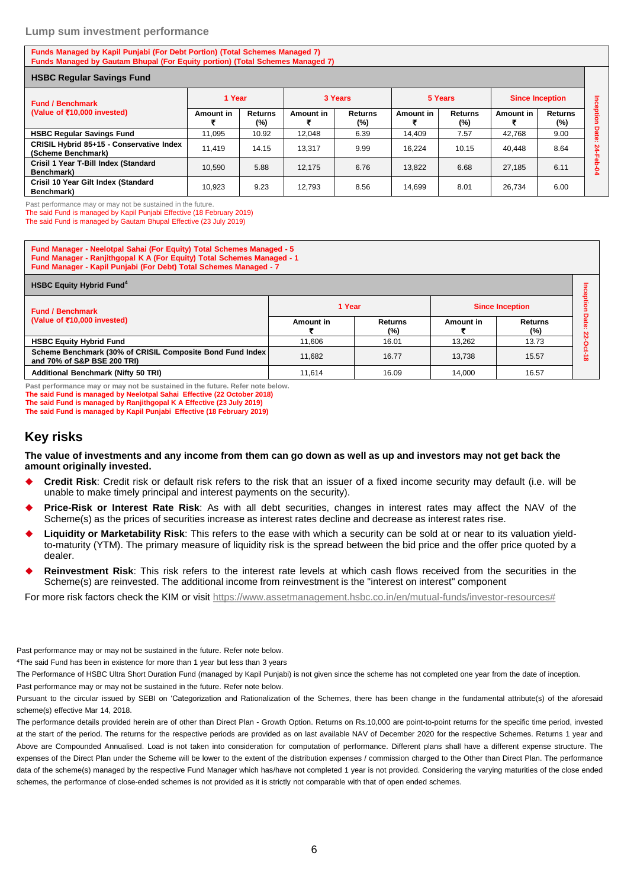## Lump sum investment performance

| Funds Managed by Kapil Punjabi (For Debt Portion) (Total Schemes Managed 7) Funds Managed by Gautam Bhupal (For Equity portion) (Total Schemes Managed 7) | | | | | | | | |
|---|---|---|---|---|---|---|---|---|
| **HSBC Regular Savings Fund** | | | | | | | | |
| **Fund / Benchmark (Value of ₹10,000 invested)** | **1 Year** | | **3 Years** | | **5 Years** | | **Since Inception** | |
| | **Amount in ₹** | **Returns (%)** | **Amount in ₹** | **Returns (%)** | **Amount in ₹** | **Returns (%)** | **Amount in ₹** | **Returns (%)** |
| **HSBC Regular Savings Fund** | 11,095 | 10.92 | 12,048 | 6.39 | 14,409 | 7.57 | 42,768 | 9.00 |
| **CRISIL Hybrid 85+15 - Conservative Index (Scheme Benchmark)** | 11,419 | 14.15 | 13,317 | 9.99 | 16,224 | 10.15 | 40,448 | 8.64 |
| **Crisil 1 Year T-Bill Index (Standard Benchmark)** | 10,590 | 5.88 | 12,175 | 6.76 | 13,822 | 6.68 | 27,185 | 6.11 |
| **Crisil 10 Year Gilt Index (Standard Benchmark)** | 10,923 | 9.23 | 12,793 | 8.56 | 14,699 | 8.01 | 26,734 | 6.00 |

Inception Date: 24-Feb-04

Past performance may or may not be sustained in the future.
The said Fund is managed by Kapil Punjabi Effective (18 February 2019)
The said Fund is managed by Gautam Bhupal Effective (23 July 2019)

| Fund Manager - Neelotpal Sahai (For Equity) Total Schemes Managed - 5 Fund Manager - Ranjithgopal K A (For Equity) Total Schemes Managed - 1 Fund Manager - Kapil Punjabi (For Debt) Total Schemes Managed - 7 | | | | |
|---|---|---|---|---|
| **HSBC Equity Hybrid Fund[4]** | | | | |
| **Fund / Benchmark (Value of ₹10,000 invested)** | **1 Year** | | **Since Inception** | |
| | **Amount in ₹** | **Returns (%)** | **Amount in ₹** | **Returns (%)** |
| **HSBC Equity Hybrid Fund** | 11,606 | 16.01 | 13,262 | 13.73 |
| **Scheme Benchmark (30% of CRISIL Composite Bond Fund Index and 70% of S&P BSE 200 TRI)** | 11,682 | 16.77 | 13,738 | 15.57 |
| **Additional Benchmark (Nifty 50 TRI)** | 11,614 | 16.09 | 14,000 | 16.57 |

Inception Date: 22-Oct-18

**Past performance may or may not be sustained in the future. Refer note below.**
**The said Fund is managed by Neelotpal Sahai Effective (22 October 2018)**
**The said Fund is managed by Ranjithgopal K A Effective (23 July 2019)**
**The said Fund is managed by Kapil Punjabi Effective (18 February 2019)**

## Key risks

**The value of investments and any income from them can go down as well as up and investors may not get back the amount originally invested.**

- **Credit Risk**: Credit risk or default risk refers to the risk that an issuer of a fixed income security may default (i.e. will be unable to make timely principal and interest payments on the security).
- **Price-Risk or Interest Rate Risk**: As with all debt securities, changes in interest rates may affect the NAV of the Scheme(s) as the prices of securities increase as interest rates decline and decrease as interest rates rise.
- **Liquidity or Marketability Risk**: This refers to the ease with which a security can be sold at or near to its valuation yield-to-maturity (YTM). The primary measure of liquidity risk is the spread between the bid price and the offer price quoted by a dealer.
- **Reinvestment Risk**: This risk refers to the interest rate levels at which cash flows received from the securities in the Scheme(s) are reinvested. The additional income from reinvestment is the "interest on interest" component

For more risk factors check the KIM or visit https://www.assetmanagement.hsbc.co.in/en/mutual-funds/investor-resources#

Past performance may or may not be sustained in the future. Refer note below.

[4]The said Fund has been in existence for more than 1 year but less than 3 years

The Performance of HSBC Ultra Short Duration Fund (managed by Kapil Punjabi) is not given since the scheme has not completed one year from the date of inception.

Past performance may or may not be sustained in the future. Refer note below.

Pursuant to the circular issued by SEBI on 'Categorization and Rationalization of the Schemes, there has been change in the fundamental attribute(s) of the aforesaid scheme(s) effective Mar 14, 2018.

The performance details provided herein are of other than Direct Plan - Growth Option. Returns on Rs.10,000 are point-to-point returns for the specific time period, invested at the start of the period. The returns for the respective periods are provided as on last available NAV of December 2020 for the respective Schemes. Returns 1 year and Above are Compounded Annualised. Load is not taken into consideration for computation of performance. Different plans shall have a different expense structure. The expenses of the Direct Plan under the Scheme will be lower to the extent of the distribution expenses / commission charged to the Other than Direct Plan. The performance data of the scheme(s) managed by the respective Fund Manager which has/have not completed 1 year is not provided. Considering the varying maturities of the close ended schemes, the performance of close-ended schemes is not provided as it is strictly not comparable with that of open ended schemes.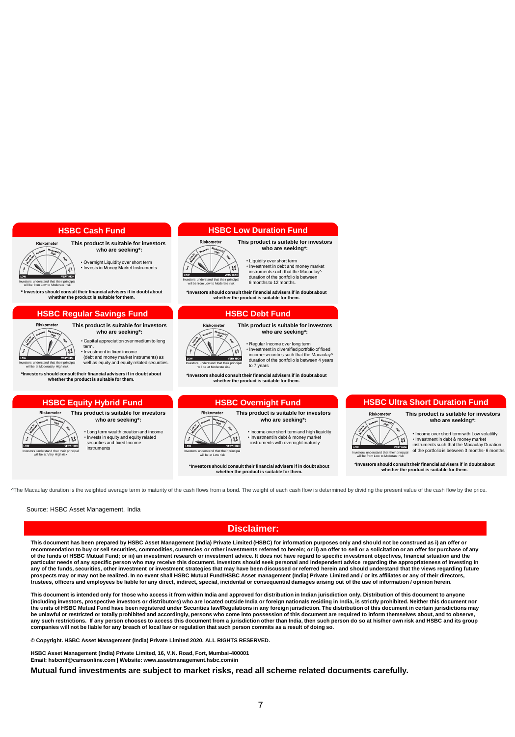## HSBC Cash Fund

Riskometer

Investors understand that their principal will be from Low to Moderate risk

**This product is suitable for investors who are seeking*:**

- Overnight Liquidity over short term
- Invests in Money Market Instruments

**\* Investors should consult their financial advisers if in doubt about whether the product is suitable for them.**

## HSBC Low Duration Fund

Riskometer

Investors understand that their principal will be from Low to Moderate risk

**This product is suitable for investors who are seeking*:**

- Liquidity over short term
- Investment in debt and money market instruments such that the Macaulay^ duration of the portfolio is between 6 months to 12 months.

***Investors should consult their financial advisers if in doubt about whether the product is suitable for them.**

## HSBC Regular Savings Fund

Riskometer

Investors understand that their principal will be at Moderately High risk

**This product is suitable for investors who are seeking*:**

- Capital appreciation over medium to long term.
- Investment in fixed income (debt and money market instruments) as well as equity and equity related securities.

***Investors should consult their financial advisers if in doubt about whether the product is suitable for them.**

## HSBC Debt Fund

Riskometer

Investors understand that their principal will be at Moderate risk

**This product is suitable for investors who are seeking*:**

- Regular Income over long term
- Investment in diversified portfolio of fixed income securities such that the Macaulay^ duration of the portfolio is between 4 years to 7 years

***Investors should consult their financial advisers if in doubt about whether the product is suitable for them.**

## HSBC Equity Hybrid Fund

Riskometer

Investors understand that their principal will be at Very High risk

**This product is suitable for investors who are seeking*:**

- Long term wealth creation and income
- Invests in equity and equity related securities and fixed Income instruments

## HSBC Overnight Fund

Riskometer

Investors understand that their principal will be at Low risk

**This product is suitable for investors who are seeking*:**

- income over short term and high liquidity
- investment in debt & money market instruments with overnight maturity

***Investors should consult their financial advisers if in doubt about whether the product is suitable for them.**

## HSBC Ultra Short Duration Fund

Riskometer

Investors understand that their principal will be from Low to Moderate risk

**This product is suitable for investors who are seeking*:**

- Income over short term with Low volatility
- Investment in debt & money market instruments such that the Macaulay Duration of the portfolio is between 3 months- 6 months.

***Investors should consult their financial advisers if in doubt about whether the product is suitable for them.**

^The Macaulay duration is the weighted average term to maturity of the cash flows from a bond. The weight of each cash flow is determined by dividing the present value of the cash flow by the price.

Source: HSBC Asset Management, India

## Disclaimer:

**This document has been prepared by HSBC Asset Management (India) Private Limited (HSBC) for information purposes only and should not be construed as i) an offer or recommendation to buy or sell securities, commodities, currencies or other investments referred to herein; or ii) an offer to sell or a solicitation or an offer for purchase of any of the funds of HSBC Mutual Fund; or iii) an investment research or investment advice. It does not have regard to specific investment objectives, financial situation and the particular needs of any specific person who may receive this document. Investors should seek personal and independent advice regarding the appropriateness of investing in any of the funds, securities, other investment or investment strategies that may have been discussed or referred herein and should understand that the views regarding future prospects may or may not be realized. In no event shall HSBC Mutual Fund/HSBC Asset management (India) Private Limited and / or its affiliates or any of their directors, trustees, officers and employees be liable for any direct, indirect, special, incidental or consequential damages arising out of the use of information / opinion herein.**

**This document is intended only for those who access it from within India and approved for distribution in Indian jurisdiction only. Distribution of this document to anyone (including investors, prospective investors or distributors) who are located outside India or foreign nationals residing in India, is strictly prohibited. Neither this document nor the units of HSBC Mutual Fund have been registered under Securities law/Regulations in any foreign jurisdiction. The distribution of this document in certain jurisdictions may be unlawful or restricted or totally prohibited and accordingly, persons who come into possession of this document are required to inform themselves about, and to observe, any such restrictions. If any person chooses to access this document from a jurisdiction other than India, then such person do so at his/her own risk and HSBC and its group companies will not be liable for any breach of local law or regulation that such person commits as a result of doing so.**

**© Copyright. HSBC Asset Management (India) Private Limited 2020, ALL RIGHTS RESERVED.**

**HSBC Asset Management (India) Private Limited, 16, V.N. Road, Fort, Mumbai-400001**
**Email: hsbcmf@camsonline.com | Website: www.assetmanagement.hsbc.com/in**

**Mutual fund investments are subject to market risks, read all scheme related documents carefully.**